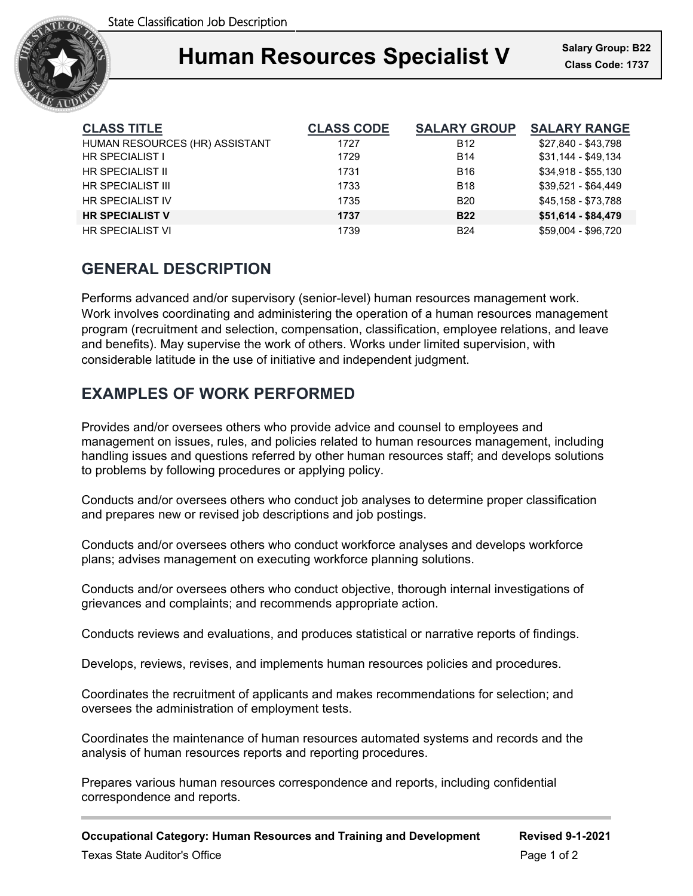State Classification Job Description

# Human Resources Specialist V

**Salary Group: B22**
**Class Code: 1737**

| CLASS TITLE | CLASS CODE | SALARY GROUP | SALARY RANGE |
|---|---|---|---|
| HUMAN RESOURCES (HR) ASSISTANT | 1727 | B12 | $27,840 - $43,798 |
| HR SPECIALIST I | 1729 | B14 | $31,144 - $49,134 |
| HR SPECIALIST II | 1731 | B16 | $34,918 - $55,130 |
| HR SPECIALIST III | 1733 | B18 | $39,521 - $64,449 |
| HR SPECIALIST IV | 1735 | B20 | $45,158 - $73,788 |
| **HR SPECIALIST V** | **1737** | **B22** | **$51,614 - $84,479** |
| HR SPECIALIST VI | 1739 | B24 | $59,004 - $96,720 |

## GENERAL DESCRIPTION

Performs advanced and/or supervisory (senior-level) human resources management work. Work involves coordinating and administering the operation of a human resources management program (recruitment and selection, compensation, classification, employee relations, and leave and benefits). May supervise the work of others. Works under limited supervision, with considerable latitude in the use of initiative and independent judgment.

## EXAMPLES OF WORK PERFORMED

Provides and/or oversees others who provide advice and counsel to employees and management on issues, rules, and policies related to human resources management, including handling issues and questions referred by other human resources staff; and develops solutions to problems by following procedures or applying policy.

Conducts and/or oversees others who conduct job analyses to determine proper classification and prepares new or revised job descriptions and job postings.

Conducts and/or oversees others who conduct workforce analyses and develops workforce plans; advises management on executing workforce planning solutions.

Conducts and/or oversees others who conduct objective, thorough internal investigations of grievances and complaints; and recommends appropriate action.

Conducts reviews and evaluations, and produces statistical or narrative reports of findings.

Develops, reviews, revises, and implements human resources policies and procedures.

Coordinates the recruitment of applicants and makes recommendations for selection; and oversees the administration of employment tests.

Coordinates the maintenance of human resources automated systems and records and the analysis of human resources reports and reporting procedures.

Prepares various human resources correspondence and reports, including confidential correspondence and reports.

**Occupational Category: Human Resources and Training and Development** **Revised 9-1-2021**

Texas State Auditor's Office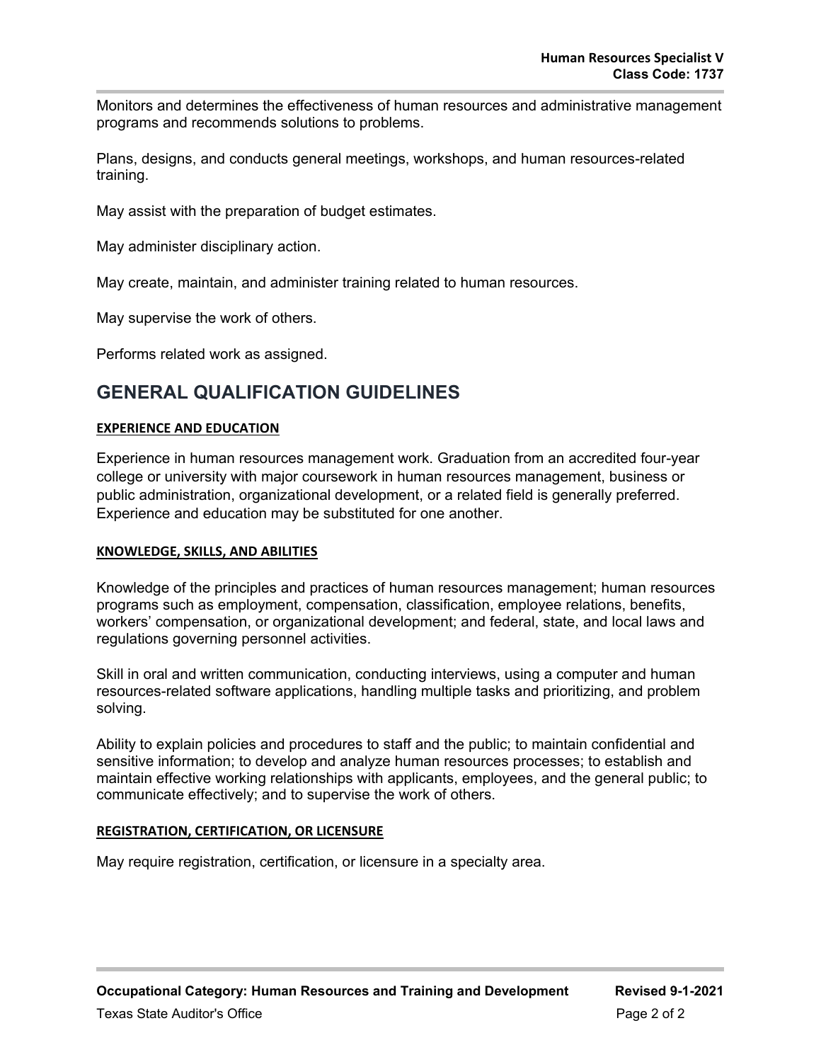Monitors and determines the effectiveness of human resources and administrative management programs and recommends solutions to problems.

Plans, designs, and conducts general meetings, workshops, and human resources-related training.

May assist with the preparation of budget estimates.

May administer disciplinary action.

May create, maintain, and administer training related to human resources.

May supervise the work of others.

Performs related work as assigned.

## GENERAL QUALIFICATION GUIDELINES

### EXPERIENCE AND EDUCATION

Experience in human resources management work. Graduation from an accredited four-year college or university with major coursework in human resources management, business or public administration, organizational development, or a related field is generally preferred. Experience and education may be substituted for one another.

### KNOWLEDGE, SKILLS, AND ABILITIES

Knowledge of the principles and practices of human resources management; human resources programs such as employment, compensation, classification, employee relations, benefits, workers' compensation, or organizational development; and federal, state, and local laws and regulations governing personnel activities.

Skill in oral and written communication, conducting interviews, using a computer and human resources-related software applications, handling multiple tasks and prioritizing, and problem solving.

Ability to explain policies and procedures to staff and the public; to maintain confidential and sensitive information; to develop and analyze human resources processes; to establish and maintain effective working relationships with applicants, employees, and the general public; to communicate effectively; and to supervise the work of others.

### REGISTRATION, CERTIFICATION, OR LICENSURE

May require registration, certification, or licensure in a specialty area.